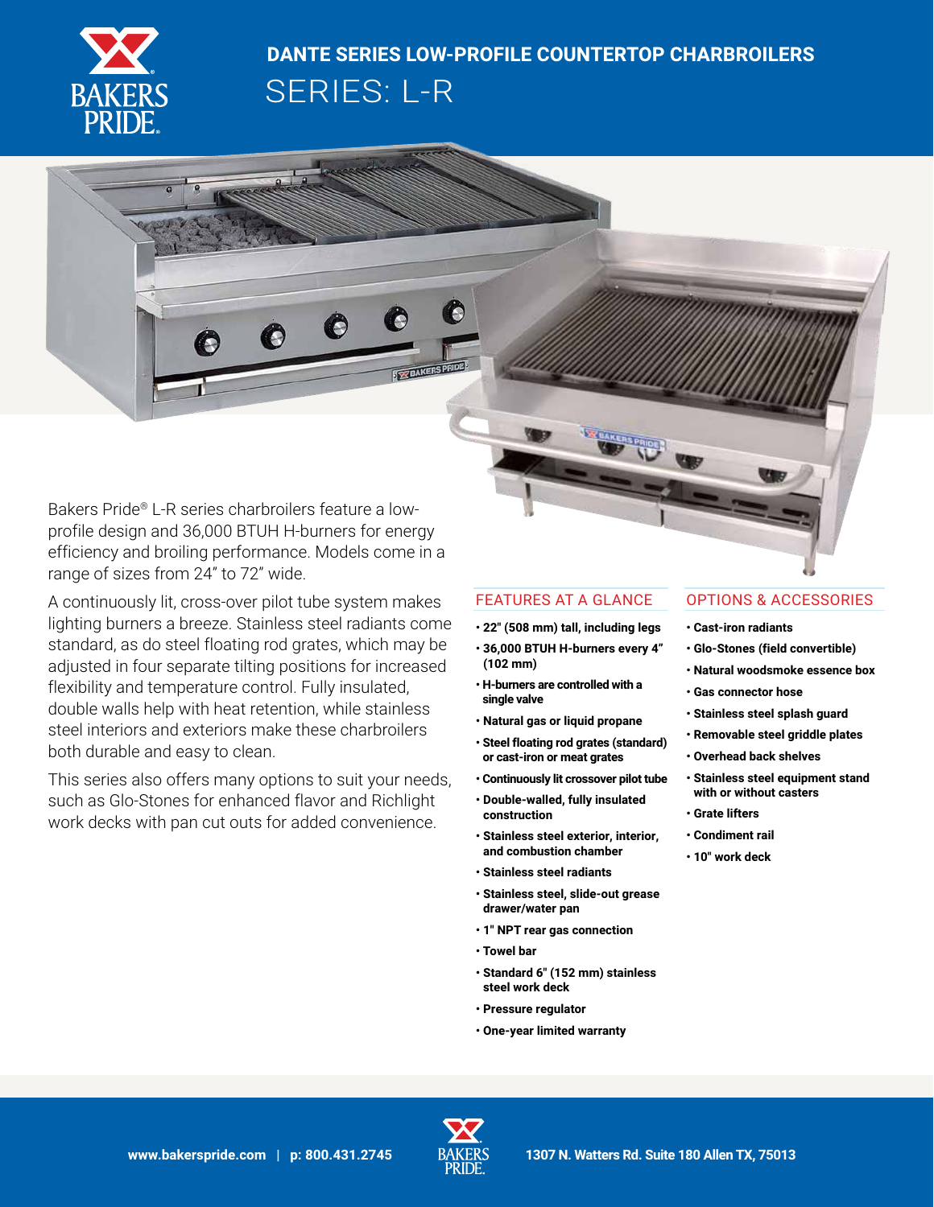# DANTE SERIES LOW-PROFILE COUNTERTOP CHARBROILERS

## SERIES: L-R

Bakers Pride® L-R series charbroilers feature a low-profile design and 36,000 BTUH H-burners for energy efficiency and broiling performance. Models come in a range of sizes from 24" to 72" wide.

A continuously lit, cross-over pilot tube system makes lighting burners a breeze. Stainless steel radiants come standard, as do steel floating rod grates, which may be adjusted in four separate tilting positions for increased flexibility and temperature control. Fully insulated, double walls help with heat retention, while stainless steel interiors and exteriors make these charbroilers both durable and easy to clean.

This series also offers many options to suit your needs, such as Glo-Stones for enhanced flavor and Richlight work decks with pan cut outs for added convenience.

### FEATURES AT A GLANCE

- **22" (508 mm) tall, including legs**
- **36,000 BTUH H-burners every 4" (102 mm)**
- **H-burners are controlled with a single valve**
- **Natural gas or liquid propane**
- **Steel floating rod grates (standard) or cast-iron or meat grates**
- **Continuously lit crossover pilot tube**
- **Double-walled, fully insulated construction**
- **Stainless steel exterior, interior, and combustion chamber**
- **Stainless steel radiants**
- **Stainless steel, slide-out grease drawer/water pan**
- **1" NPT rear gas connection**
- **Towel bar**
- **Standard 6" (152 mm) stainless steel work deck**
- **Pressure regulator**
- **One-year limited warranty**

### OPTIONS & ACCESSORIES

- **Cast-iron radiants**
- **Glo-Stones (field convertible)**
- **Natural woodsmoke essence box**
- **Gas connector hose**
- **Stainless steel splash guard**
- **Removable steel griddle plates**
- **Overhead back shelves**
- **Stainless steel equipment stand with or without casters**
- **Grate lifters**
- **Condiment rail**
- **10" work deck**

**www.bakerspride.com | p: 800.431.2745** **1307 N. Watters Rd. Suite 180 Allen TX, 75013**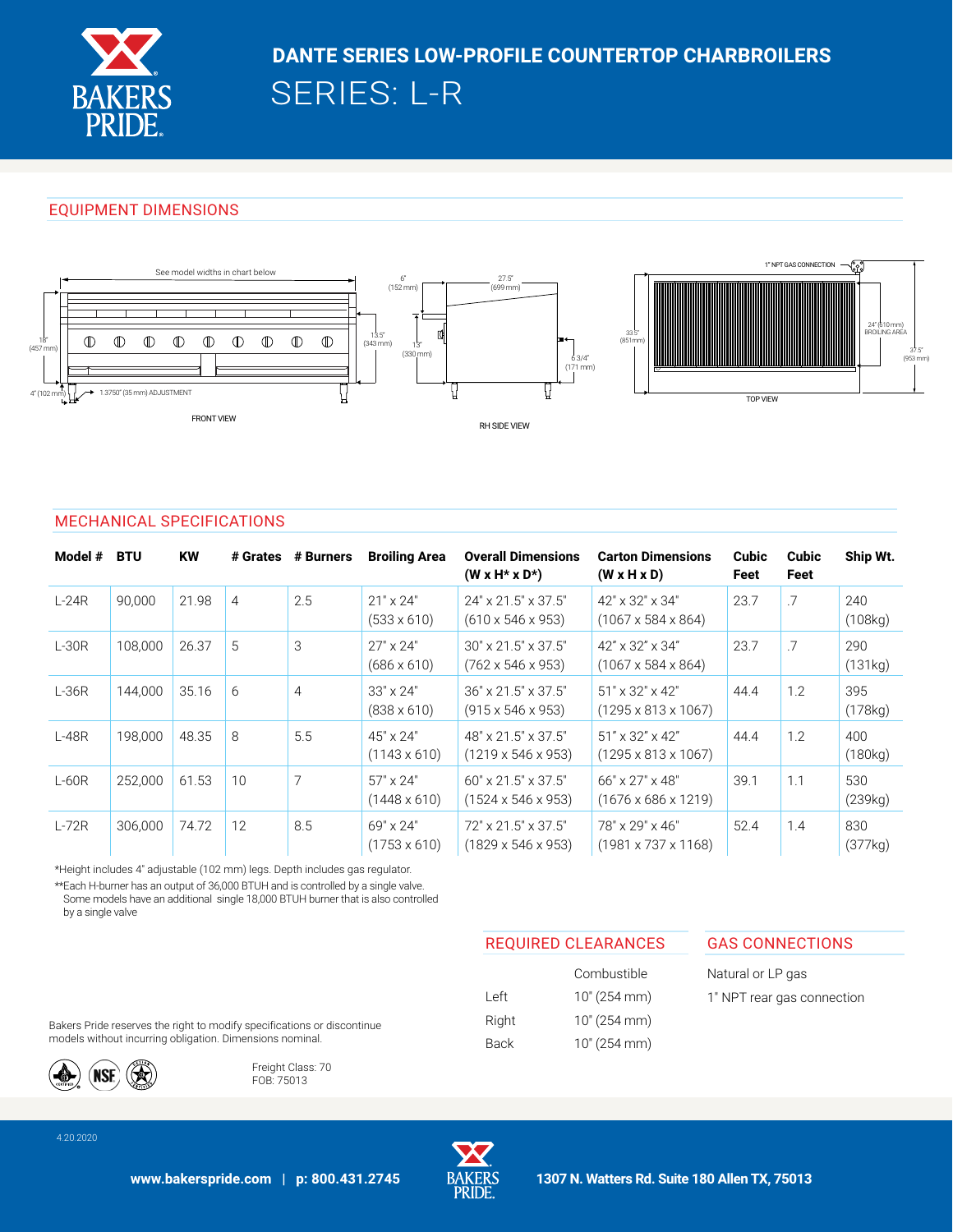# DANTE SERIES LOW-PROFILE COUNTERTOP CHARBROILERS

SERIES: L-R

## EQUIPMENT DIMENSIONS

See model widths in chart below

18" (457 mm)

4" (102 mm)

1.3750" (35 mm) ADJUSTMENT

13.5" (343 mm)

FRONT VIEW

6" (152 mm)

27.5" (699 mm)

13" (330 mm)

6 3/4" (171 mm)

RH SIDE VIEW

1" NPT GAS CONNECTION

33.5" (851mm)

24" (610mm) BROILING AREA

37.5" (953 mm)

TOP VIEW

## MECHANICAL SPECIFICATIONS

| Model # | BTU | KW | # Grates | # Burners | Broiling Area | Overall Dimensions (W x H* x D*) | Carton Dimensions (W x H x D) | Cubic Feet | Cubic Feet | Ship Wt. |
|---|---|---|---|---|---|---|---|---|---|---|
| L-24R | 90,000 | 21.98 | 4 | 2.5 | 21" x 24" (533 x 610) | 24" x 21.5" x 37.5" (610 x 546 x 953) | 42" x 32" x 34" (1067 x 584 x 864) | 23.7 | .7 | 240 (108kg) |
| L-30R | 108,000 | 26.37 | 5 | 3 | 27" x 24" (686 x 610) | 30" x 21.5" x 37.5" (762 x 546 x 953) | 42" x 32" x 34" (1067 x 584 x 864) | 23.7 | .7 | 290 (131kg) |
| L-36R | 144,000 | 35.16 | 6 | 4 | 33" x 24" (838 x 610) | 36" x 21.5" x 37.5" (915 x 546 x 953) | 51" x 32" x 42" (1295 x 813 x 1067) | 44.4 | 1.2 | 395 (178kg) |
| L-48R | 198,000 | 48.35 | 8 | 5.5 | 45" x 24" (1143 x 610) | 48" x 21.5" x 37.5" (1219 x 546 x 953) | 51" x 32" x 42" (1295 x 813 x 1067) | 44.4 | 1.2 | 400 (180kg) |
| L-60R | 252,000 | 61.53 | 10 | 7 | 57" x 24" (1448 x 610) | 60" x 21.5" x 37.5" (1524 x 546 x 953) | 66" x 27" x 48" (1676 x 686 x 1219) | 39.1 | 1.1 | 530 (239kg) |
| L-72R | 306,000 | 74.72 | 12 | 8.5 | 69" x 24" (1753 x 610) | 72" x 21.5" x 37.5" (1829 x 546 x 953) | 78" x 29" x 46" (1981 x 737 x 1168) | 52.4 | 1.4 | 830 (377kg) |

*Height includes 4" adjustable (102 mm) legs. Depth includes gas regulator.

**Each H-burner has an output of 36,000 BTUH and is controlled by a single valve. Some models have an additional single 18,000 BTUH burner that is also controlled by a single valve

Bakers Pride reserves the right to modify specifications or discontinue models without incurring obligation. Dimensions nominal.

Freight Class: 70
FOB: 75013

## REQUIRED CLEARANCES

| | Combustible |
|---|---|
| Left | 10" (254 mm) |
| Right | 10" (254 mm) |
| Back | 10" (254 mm) |

## GAS CONNECTIONS

Natural or LP gas

1" NPT rear gas connection

4.20.2020

www.bakerspride.com | p: 800.431.2745

1307 N. Watters Rd. Suite 180 Allen TX, 75013